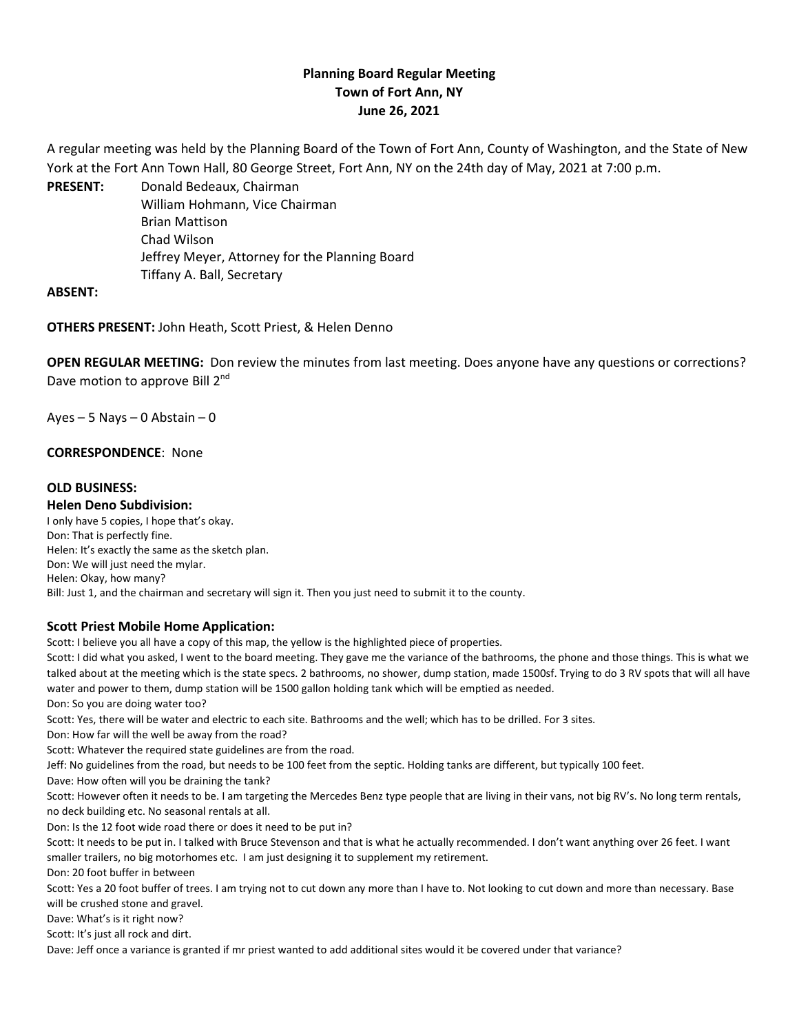**Planning Board Regular Meeting**
**Town of Fort Ann, NY**
**June 26, 2021**

A regular meeting was held by the Planning Board of the Town of Fort Ann, County of Washington, and the State of New York at the Fort Ann Town Hall, 80 George Street, Fort Ann, NY on the 24th day of May, 2021 at 7:00 p.m.

**PRESENT:** Donald Bedeaux, Chairman
William Hohmann, Vice Chairman
Brian Mattison
Chad Wilson
Jeffrey Meyer, Attorney for the Planning Board
Tiffany A. Ball, Secretary

**ABSENT:**

**OTHERS PRESENT:** John Heath, Scott Priest, & Helen Denno

**OPEN REGULAR MEETING:** Don review the minutes from last meeting. Does anyone have any questions or corrections? Dave motion to approve Bill 2nd

Ayes – 5 Nays – 0 Abstain – 0

**CORRESPONDENCE**: None

**OLD BUSINESS:**

**Helen Deno Subdivision:**

I only have 5 copies, I hope that's okay.
Don: That is perfectly fine.
Helen: It's exactly the same as the sketch plan.
Don: We will just need the mylar.
Helen: Okay, how many?
Bill: Just 1, and the chairman and secretary will sign it. Then you just need to submit it to the county.

**Scott Priest Mobile Home Application:**

Scott: I believe you all have a copy of this map, the yellow is the highlighted piece of properties.
Scott: I did what you asked, I went to the board meeting. They gave me the variance of the bathrooms, the phone and those things. This is what we talked about at the meeting which is the state specs. 2 bathrooms, no shower, dump station, made 1500sf. Trying to do 3 RV spots that will all have water and power to them, dump station will be 1500 gallon holding tank which will be emptied as needed.
Don: So you are doing water too?
Scott: Yes, there will be water and electric to each site. Bathrooms and the well; which has to be drilled. For 3 sites.
Don: How far will the well be away from the road?
Scott: Whatever the required state guidelines are from the road.
Jeff: No guidelines from the road, but needs to be 100 feet from the septic. Holding tanks are different, but typically 100 feet.
Dave: How often will you be draining the tank?
Scott: However often it needs to be. I am targeting the Mercedes Benz type people that are living in their vans, not big RV's. No long term rentals, no deck building etc. No seasonal rentals at all.
Don: Is the 12 foot wide road there or does it need to be put in?
Scott: It needs to be put in. I talked with Bruce Stevenson and that is what he actually recommended. I don't want anything over 26 feet. I want smaller trailers, no big motorhomes etc. I am just designing it to supplement my retirement.
Don: 20 foot buffer in between
Scott: Yes a 20 foot buffer of trees. I am trying not to cut down any more than I have to. Not looking to cut down and more than necessary. Base will be crushed stone and gravel.
Dave: What's is it right now?
Scott: It's just all rock and dirt.
Dave: Jeff once a variance is granted if mr priest wanted to add additional sites would it be covered under that variance?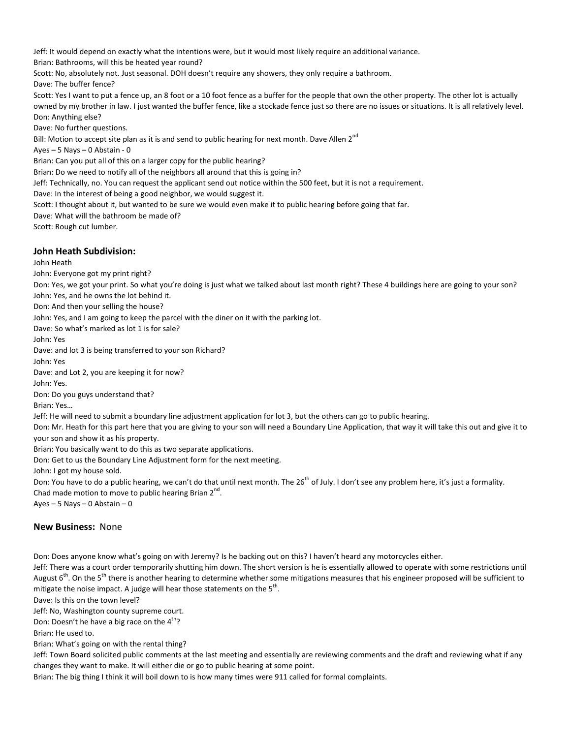Jeff: It would depend on exactly what the intentions were, but it would most likely require an additional variance.

Brian: Bathrooms, will this be heated year round?

Scott: No, absolutely not. Just seasonal. DOH doesn't require any showers, they only require a bathroom.

Dave: The buffer fence?

Scott: Yes I want to put a fence up, an 8 foot or a 10 foot fence as a buffer for the people that own the other property. The other lot is actually owned by my brother in law. I just wanted the buffer fence, like a stockade fence just so there are no issues or situations. It is all relatively level.

Don: Anything else?

Dave: No further questions.

Bill: Motion to accept site plan as it is and send to public hearing for next month. Dave Allen 2nd

Ayes – 5 Nays – 0 Abstain - 0

Brian: Can you put all of this on a larger copy for the public hearing?

Brian: Do we need to notify all of the neighbors all around that this is going in?

Jeff: Technically, no. You can request the applicant send out notice within the 500 feet, but it is not a requirement.

Dave: In the interest of being a good neighbor, we would suggest it.

Scott: I thought about it, but wanted to be sure we would even make it to public hearing before going that far.

Dave: What will the bathroom be made of?

Scott: Rough cut lumber.

### John Heath Subdivision:

John Heath

John: Everyone got my print right?

Don: Yes, we got your print. So what you're doing is just what we talked about last month right? These 4 buildings here are going to your son?

John: Yes, and he owns the lot behind it.

Don: And then your selling the house?

John: Yes, and I am going to keep the parcel with the diner on it with the parking lot.

Dave: So what's marked as lot 1 is for sale?

John: Yes

Dave: and lot 3 is being transferred to your son Richard?

John: Yes

Dave: and Lot 2, you are keeping it for now?

John: Yes.

Don: Do you guys understand that?

Brian: Yes…

Jeff: He will need to submit a boundary line adjustment application for lot 3, but the others can go to public hearing.

Don: Mr. Heath for this part here that you are giving to your son will need a Boundary Line Application, that way it will take this out and give it to your son and show it as his property.

Brian: You basically want to do this as two separate applications.

Don: Get to us the Boundary Line Adjustment form for the next meeting.

John: I got my house sold.

Don: You have to do a public hearing, we can't do that until next month. The 26th of July. I don't see any problem here, it's just a formality.

Chad made motion to move to public hearing Brian 2nd.

Ayes – 5 Nays – 0 Abstain – 0

### New Business: None

Don: Does anyone know what's going on with Jeremy? Is he backing out on this? I haven't heard any motorcycles either.

Jeff: There was a court order temporarily shutting him down. The short version is he is essentially allowed to operate with some restrictions until August 6th. On the 5th there is another hearing to determine whether some mitigations measures that his engineer proposed will be sufficient to mitigate the noise impact. A judge will hear those statements on the 5th.

Dave: Is this on the town level?

Jeff: No, Washington county supreme court.

Don: Doesn't he have a big race on the 4th?

Brian: He used to.

Brian: What's going on with the rental thing?

Jeff: Town Board solicited public comments at the last meeting and essentially are reviewing comments and the draft and reviewing what if any changes they want to make. It will either die or go to public hearing at some point.

Brian: The big thing I think it will boil down to is how many times were 911 called for formal complaints.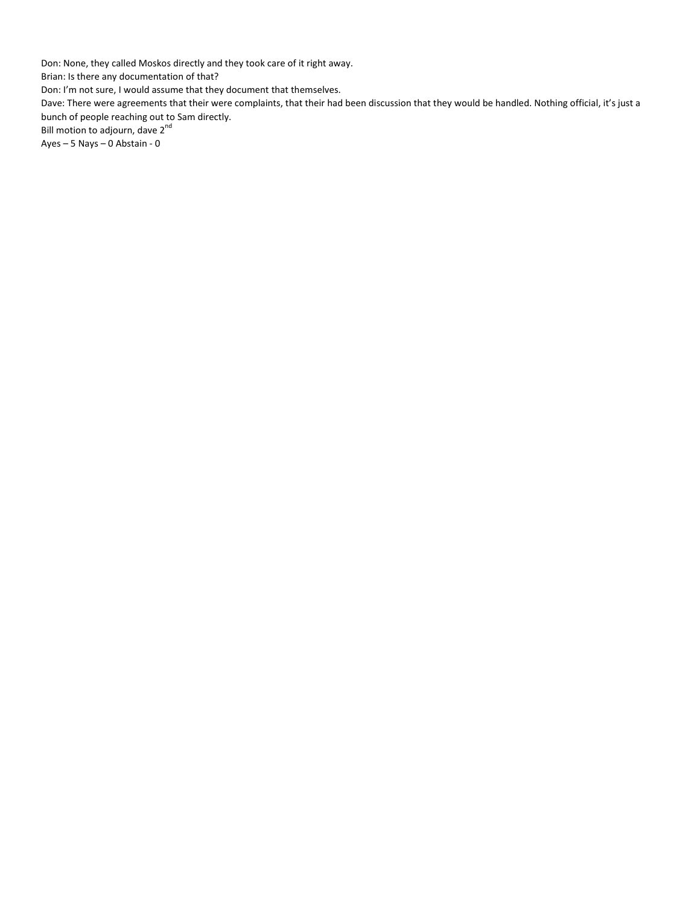Don: None, they called Moskos directly and they took care of it right away.
Brian: Is there any documentation of that?
Don: I'm not sure, I would assume that they document that themselves.
Dave: There were agreements that their were complaints, that their had been discussion that they would be handled. Nothing official, it's just a bunch of people reaching out to Sam directly.
Bill motion to adjourn, dave 2nd
Ayes – 5 Nays – 0 Abstain - 0